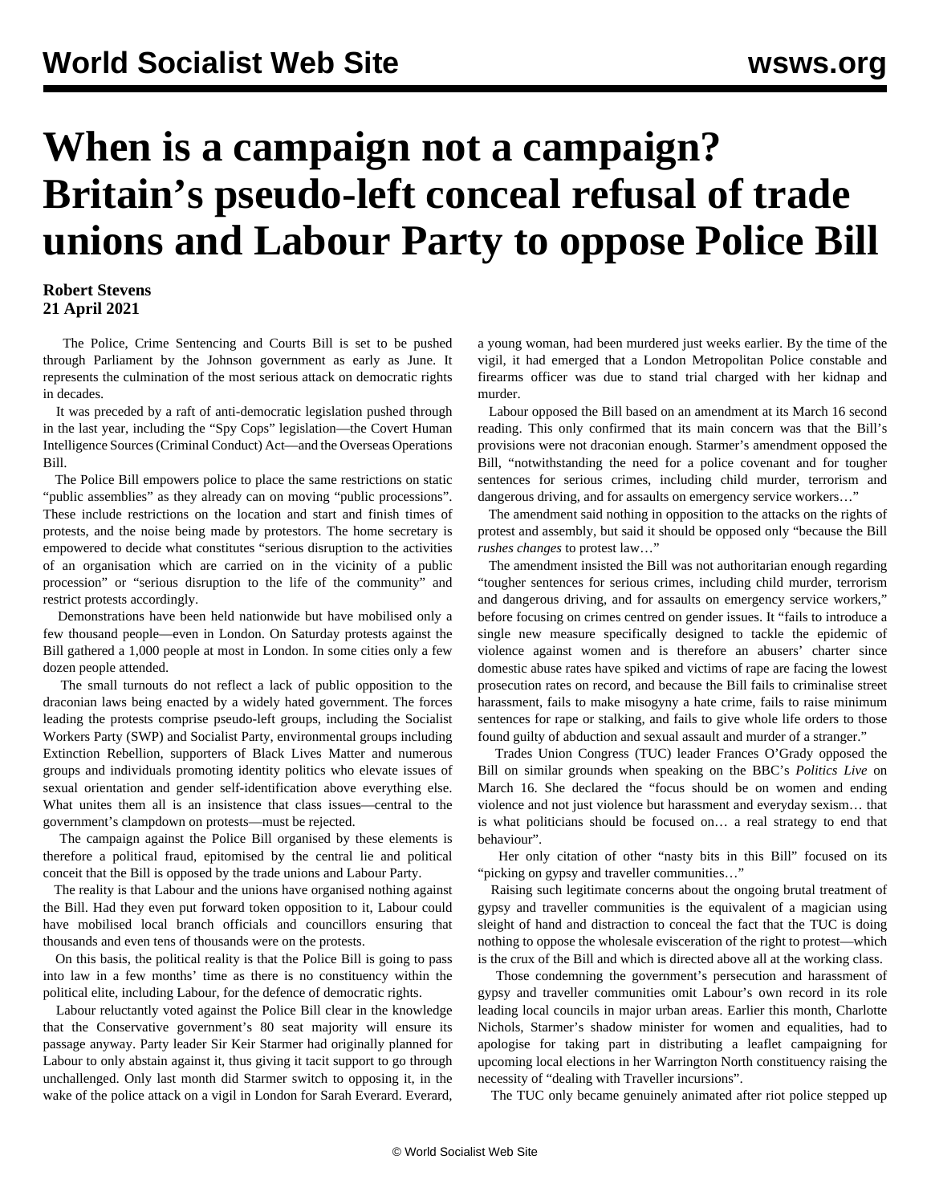# When is a campaign not a campaign? Britain's pseudo-left conceal refusal of trade unions and Labour Party to oppose Police Bill

**Robert Stevens**
**21 April 2021**

The Police, Crime Sentencing and Courts Bill is set to be pushed through Parliament by the Johnson government as early as June. It represents the culmination of the most serious attack on democratic rights in decades.

It was preceded by a raft of anti-democratic legislation pushed through in the last year, including the "Spy Cops" legislation—the Covert Human Intelligence Sources (Criminal Conduct) Act—and the Overseas Operations Bill.

The Police Bill empowers police to place the same restrictions on static "public assemblies" as they already can on moving "public processions". These include restrictions on the location and start and finish times of protests, and the noise being made by protestors. The home secretary is empowered to decide what constitutes "serious disruption to the activities of an organisation which are carried on in the vicinity of a public procession" or "serious disruption to the life of the community" and restrict protests accordingly.

Demonstrations have been held nationwide but have mobilised only a few thousand people—even in London. On Saturday protests against the Bill gathered a 1,000 people at most in London. In some cities only a few dozen people attended.

The small turnouts do not reflect a lack of public opposition to the draconian laws being enacted by a widely hated government. The forces leading the protests comprise pseudo-left groups, including the Socialist Workers Party (SWP) and Socialist Party, environmental groups including Extinction Rebellion, supporters of Black Lives Matter and numerous groups and individuals promoting identity politics who elevate issues of sexual orientation and gender self-identification above everything else. What unites them all is an insistence that class issues—central to the government's clampdown on protests—must be rejected.

The campaign against the Police Bill organised by these elements is therefore a political fraud, epitomised by the central lie and political conceit that the Bill is opposed by the trade unions and Labour Party.

The reality is that Labour and the unions have organised nothing against the Bill. Had they even put forward token opposition to it, Labour could have mobilised local branch officials and councillors ensuring that thousands and even tens of thousands were on the protests.

On this basis, the political reality is that the Police Bill is going to pass into law in a few months' time as there is no constituency within the political elite, including Labour, for the defence of democratic rights.

Labour reluctantly voted against the Police Bill clear in the knowledge that the Conservative government's 80 seat majority will ensure its passage anyway. Party leader Sir Keir Starmer had originally planned for Labour to only abstain against it, thus giving it tacit support to go through unchallenged. Only last month did Starmer switch to opposing it, in the wake of the police attack on a vigil in London for Sarah Everard. Everard, a young woman, had been murdered just weeks earlier. By the time of the vigil, it had emerged that a London Metropolitan Police constable and firearms officer was due to stand trial charged with her kidnap and murder.

Labour opposed the Bill based on an amendment at its March 16 second reading. This only confirmed that its main concern was that the Bill's provisions were not draconian enough. Starmer's amendment opposed the Bill, "notwithstanding the need for a police covenant and for tougher sentences for serious crimes, including child murder, terrorism and dangerous driving, and for assaults on emergency service workers…"

The amendment said nothing in opposition to the attacks on the rights of protest and assembly, but said it should be opposed only "because the Bill *rushes changes* to protest law…"

The amendment insisted the Bill was not authoritarian enough regarding "tougher sentences for serious crimes, including child murder, terrorism and dangerous driving, and for assaults on emergency service workers," before focusing on crimes centred on gender issues. It "fails to introduce a single new measure specifically designed to tackle the epidemic of violence against women and is therefore an abusers' charter since domestic abuse rates have spiked and victims of rape are facing the lowest prosecution rates on record, and because the Bill fails to criminalise street harassment, fails to make misogyny a hate crime, fails to raise minimum sentences for rape or stalking, and fails to give whole life orders to those found guilty of abduction and sexual assault and murder of a stranger."

Trades Union Congress (TUC) leader Frances O'Grady opposed the Bill on similar grounds when speaking on the BBC's *Politics Live* on March 16. She declared the "focus should be on women and ending violence and not just violence but harassment and everyday sexism… that is what politicians should be focused on… a real strategy to end that behaviour".

Her only citation of other "nasty bits in this Bill" focused on its "picking on gypsy and traveller communities…"

Raising such legitimate concerns about the ongoing brutal treatment of gypsy and traveller communities is the equivalent of a magician using sleight of hand and distraction to conceal the fact that the TUC is doing nothing to oppose the wholesale evisceration of the right to protest—which is the crux of the Bill and which is directed above all at the working class.

Those condemning the government's persecution and harassment of gypsy and traveller communities omit Labour's own record in its role leading local councils in major urban areas. Earlier this month, Charlotte Nichols, Starmer's shadow minister for women and equalities, had to apologise for taking part in distributing a leaflet campaigning for upcoming local elections in her Warrington North constituency raising the necessity of "dealing with Traveller incursions".

The TUC only became genuinely animated after riot police stepped up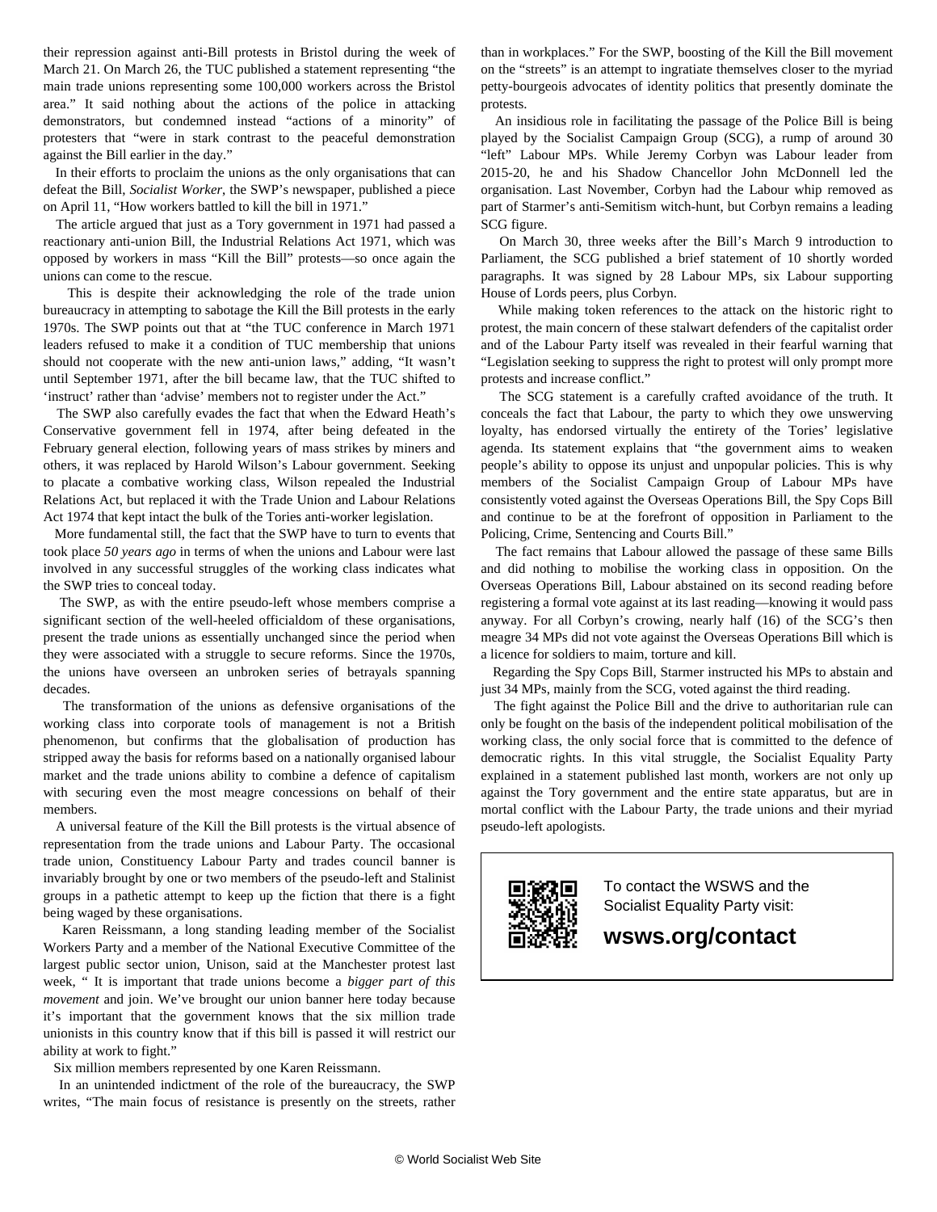their repression against anti-Bill protests in Bristol during the week of March 21. On March 26, the TUC published a statement representing "the main trade unions representing some 100,000 workers across the Bristol area." It said nothing about the actions of the police in attacking demonstrators, but condemned instead "actions of a minority" of protesters that "were in stark contrast to the peaceful demonstration against the Bill earlier in the day."

In their efforts to proclaim the unions as the only organisations that can defeat the Bill, *Socialist Worker*, the SWP's newspaper, published a piece on April 11, "How workers battled to kill the bill in 1971."

The article argued that just as a Tory government in 1971 had passed a reactionary anti-union Bill, the Industrial Relations Act 1971, which was opposed by workers in mass "Kill the Bill" protests—so once again the unions can come to the rescue.

This is despite their acknowledging the role of the trade union bureaucracy in attempting to sabotage the Kill the Bill protests in the early 1970s. The SWP points out that at "the TUC conference in March 1971 leaders refused to make it a condition of TUC membership that unions should not cooperate with the new anti-union laws," adding, "It wasn't until September 1971, after the bill became law, that the TUC shifted to 'instruct' rather than 'advise' members not to register under the Act."

The SWP also carefully evades the fact that when the Edward Heath's Conservative government fell in 1974, after being defeated in the February general election, following years of mass strikes by miners and others, it was replaced by Harold Wilson's Labour government. Seeking to placate a combative working class, Wilson repealed the Industrial Relations Act, but replaced it with the Trade Union and Labour Relations Act 1974 that kept intact the bulk of the Tories anti-worker legislation.

More fundamental still, the fact that the SWP have to turn to events that took place *50 years ago* in terms of when the unions and Labour were last involved in any successful struggles of the working class indicates what the SWP tries to conceal today.

The SWP, as with the entire pseudo-left whose members comprise a significant section of the well-heeled officialdom of these organisations, present the trade unions as essentially unchanged since the period when they were associated with a struggle to secure reforms. Since the 1970s, the unions have overseen an unbroken series of betrayals spanning decades.

The transformation of the unions as defensive organisations of the working class into corporate tools of management is not a British phenomenon, but confirms that the globalisation of production has stripped away the basis for reforms based on a nationally organised labour market and the trade unions ability to combine a defence of capitalism with securing even the most meagre concessions on behalf of their members.

A universal feature of the Kill the Bill protests is the virtual absence of representation from the trade unions and Labour Party. The occasional trade union, Constituency Labour Party and trades council banner is invariably brought by one or two members of the pseudo-left and Stalinist groups in a pathetic attempt to keep up the fiction that there is a fight being waged by these organisations.

Karen Reissmann, a long standing leading member of the Socialist Workers Party and a member of the National Executive Committee of the largest public sector union, Unison, said at the Manchester protest last week, " It is important that trade unions become a *bigger part of this movement* and join. We've brought our union banner here today because it's important that the government knows that the six million trade unionists in this country know that if this bill is passed it will restrict our ability at work to fight."

Six million members represented by one Karen Reissmann.

In an unintended indictment of the role of the bureaucracy, the SWP writes, "The main focus of resistance is presently on the streets, rather than in workplaces." For the SWP, boosting of the Kill the Bill movement on the "streets" is an attempt to ingratiate themselves closer to the myriad petty-bourgeois advocates of identity politics that presently dominate the protests.

An insidious role in facilitating the passage of the Police Bill is being played by the Socialist Campaign Group (SCG), a rump of around 30 "left" Labour MPs. While Jeremy Corbyn was Labour leader from 2015-20, he and his Shadow Chancellor John McDonnell led the organisation. Last November, Corbyn had the Labour whip removed as part of Starmer's anti-Semitism witch-hunt, but Corbyn remains a leading SCG figure.

On March 30, three weeks after the Bill's March 9 introduction to Parliament, the SCG published a brief statement of 10 shortly worded paragraphs. It was signed by 28 Labour MPs, six Labour supporting House of Lords peers, plus Corbyn.

While making token references to the attack on the historic right to protest, the main concern of these stalwart defenders of the capitalist order and of the Labour Party itself was revealed in their fearful warning that "Legislation seeking to suppress the right to protest will only prompt more protests and increase conflict."

The SCG statement is a carefully crafted avoidance of the truth. It conceals the fact that Labour, the party to which they owe unswerving loyalty, has endorsed virtually the entirety of the Tories' legislative agenda. Its statement explains that "the government aims to weaken people's ability to oppose its unjust and unpopular policies. This is why members of the Socialist Campaign Group of Labour MPs have consistently voted against the Overseas Operations Bill, the Spy Cops Bill and continue to be at the forefront of opposition in Parliament to the Policing, Crime, Sentencing and Courts Bill."

The fact remains that Labour allowed the passage of these same Bills and did nothing to mobilise the working class in opposition. On the Overseas Operations Bill, Labour abstained on its second reading before registering a formal vote against at its last reading—knowing it would pass anyway. For all Corbyn's crowing, nearly half (16) of the SCG's then meagre 34 MPs did not vote against the Overseas Operations Bill which is a licence for soldiers to maim, torture and kill.

Regarding the Spy Cops Bill, Starmer instructed his MPs to abstain and just 34 MPs, mainly from the SCG, voted against the third reading.

The fight against the Police Bill and the drive to authoritarian rule can only be fought on the basis of the independent political mobilisation of the working class, the only social force that is committed to the defence of democratic rights. In this vital struggle, the Socialist Equality Party explained in a statement published last month, workers are not only up against the Tory government and the entire state apparatus, but are in mortal conflict with the Labour Party, the trade unions and their myriad pseudo-left apologists.

To contact the WSWS and the Socialist Equality Party visit:

**wsws.org/contact**